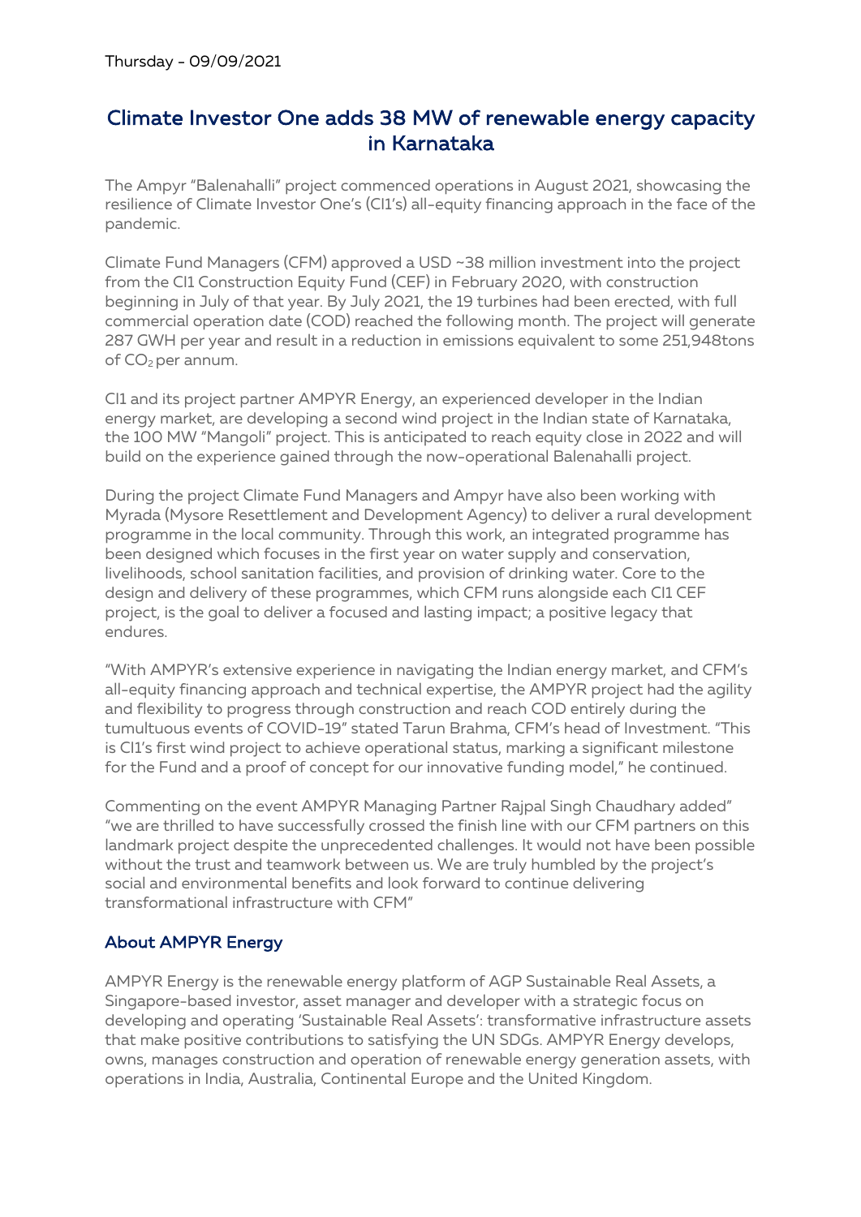Thursday - 09/09/2021

# Climate Investor One adds 38 MW of renewable energy capacity in Karnataka

The Ampyr "Balenahalli" project commenced operations in August 2021, showcasing the resilience of Climate Investor One's (CI1's) all-equity financing approach in the face of the pandemic.

Climate Fund Managers (CFM) approved a USD ~38 million investment into the project from the CI1 Construction Equity Fund (CEF) in February 2020, with construction beginning in July of that year. By July 2021, the 19 turbines had been erected, with full commercial operation date (COD) reached the following month. The project will generate 287 GWH per year and result in a reduction in emissions equivalent to some 251,948tons of $CO_2$ per annum.

CI1 and its project partner AMPYR Energy, an experienced developer in the Indian energy market, are developing a second wind project in the Indian state of Karnataka, the 100 MW "Mangoli" project. This is anticipated to reach equity close in 2022 and will build on the experience gained through the now-operational Balenahalli project.

During the project Climate Fund Managers and Ampyr have also been working with Myrada (Mysore Resettlement and Development Agency) to deliver a rural development programme in the local community. Through this work, an integrated programme has been designed which focuses in the first year on water supply and conservation, livelihoods, school sanitation facilities, and provision of drinking water. Core to the design and delivery of these programmes, which CFM runs alongside each CI1 CEF project, is the goal to deliver a focused and lasting impact; a positive legacy that endures.

"With AMPYR's extensive experience in navigating the Indian energy market, and CFM's all-equity financing approach and technical expertise, the AMPYR project had the agility and flexibility to progress through construction and reach COD entirely during the tumultuous events of COVID-19" stated Tarun Brahma, CFM's head of Investment. "This is CI1's first wind project to achieve operational status, marking a significant milestone for the Fund and a proof of concept for our innovative funding model," he continued.

Commenting on the event AMPYR Managing Partner Rajpal Singh Chaudhary added" "we are thrilled to have successfully crossed the finish line with our CFM partners on this landmark project despite the unprecedented challenges. It would not have been possible without the trust and teamwork between us. We are truly humbled by the project's social and environmental benefits and look forward to continue delivering transformational infrastructure with CFM"

## About AMPYR Energy

AMPYR Energy is the renewable energy platform of AGP Sustainable Real Assets, a Singapore-based investor, asset manager and developer with a strategic focus on developing and operating 'Sustainable Real Assets': transformative infrastructure assets that make positive contributions to satisfying the UN SDGs. AMPYR Energy develops, owns, manages construction and operation of renewable energy generation assets, with operations in India, Australia, Continental Europe and the United Kingdom.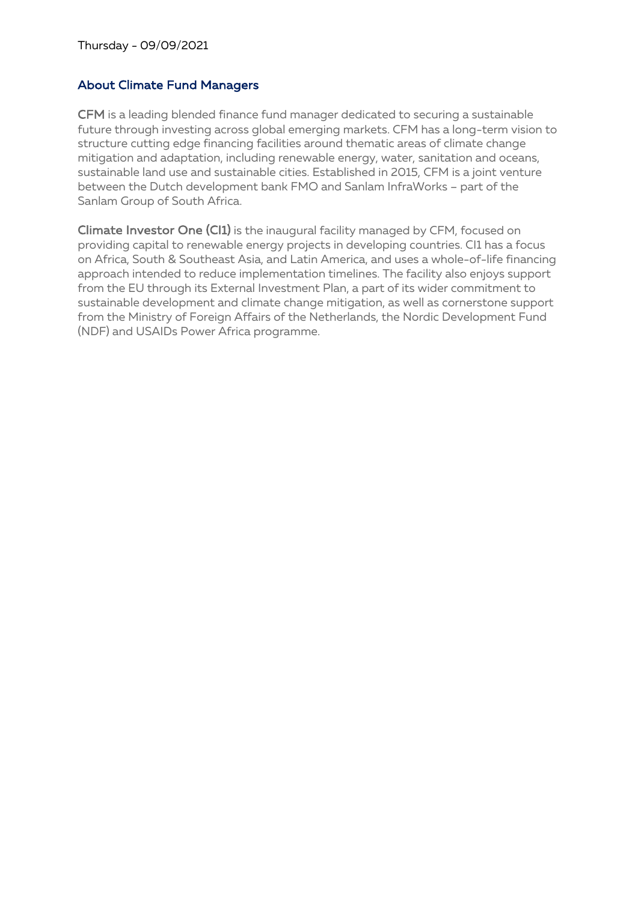Thursday - 09/09/2021

## About Climate Fund Managers

**CFM** is a leading blended finance fund manager dedicated to securing a sustainable future through investing across global emerging markets. CFM has a long-term vision to structure cutting edge financing facilities around thematic areas of climate change mitigation and adaptation, including renewable energy, water, sanitation and oceans, sustainable land use and sustainable cities. Established in 2015, CFM is a joint venture between the Dutch development bank FMO and Sanlam InfraWorks – part of the Sanlam Group of South Africa.

**Climate Investor One (CI1)** is the inaugural facility managed by CFM, focused on providing capital to renewable energy projects in developing countries. CI1 has a focus on Africa, South & Southeast Asia, and Latin America, and uses a whole-of-life financing approach intended to reduce implementation timelines. The facility also enjoys support from the EU through its External Investment Plan, a part of its wider commitment to sustainable development and climate change mitigation, as well as cornerstone support from the Ministry of Foreign Affairs of the Netherlands, the Nordic Development Fund (NDF) and USAIDs Power Africa programme.